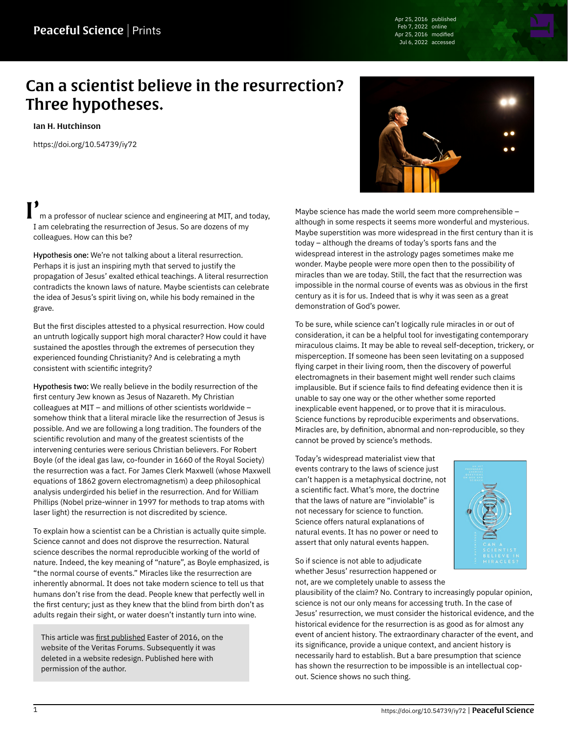# Can a scientist believe in the resurrection? Three hypotheses.

**Ian H. Hutchinson**

https://doi.org/10.54739/iy72

I'm a professor of nuclear science and engineering at MIT, and today, I am celebrating the resurrection of Jesus. So are dozens of my colleagues. How can this be?

Hypothesis one: We're not talking about a literal resurrection. Perhaps it is just an inspiring myth that served to justify the propagation of Jesus' exalted ethical teachings. A literal resurrection contradicts the known laws of nature. Maybe scientists can celebrate the idea of Jesus's spirit living on, while his body remained in the grave.

But the first disciples attested to a physical resurrection. How could an untruth logically support high moral character? How could it have sustained the apostles through the extremes of persecution they experienced founding Christianity? And is celebrating a myth consistent with scientific integrity?

Hypothesis two: We really believe in the bodily resurrection of the first century Jew known as Jesus of Nazareth. My Christian colleagues at MIT – and millions of other scientists worldwide – somehow think that a literal miracle like the resurrection of Jesus is possible. And we are following a long tradition. The founders of the scientific revolution and many of the greatest scientists of the intervening centuries were serious Christian believers. For Robert Boyle (of the ideal gas law, co-founder in 1660 of the Royal Society) the resurrection was a fact. For James Clerk Maxwell (whose Maxwell equations of 1862 govern electromagnetism) a deep philosophical analysis undergirded his belief in the resurrection. And for William Phillips (Nobel prize-winner in 1997 for methods to trap atoms with laser light) the resurrection is not discredited by science.

To explain how a scientist can be a Christian is actually quite simple. Science cannot and does not disprove the resurrection. Natural science describes the normal reproducible working of the world of nature. Indeed, the key meaning of "nature", as Boyle emphasized, is "the normal course of events." Miracles like the resurrection are inherently abnormal. It does not take modern science to tell us that humans don't rise from the dead. People knew that perfectly well in the first century; just as they knew that the blind from birth don't as adults regain their sight, or water doesn't instantly turn into wine.

> This article was first published Easter of 2016, on the website of the Veritas Forums. Subsequently it was deleted in a website redesign. Published here with permission of the author.

Maybe science has made the world seem more comprehensible – although in some respects it seems more wonderful and mysterious. Maybe superstition was more widespread in the first century than it is today – although the dreams of today's sports fans and the widespread interest in the astrology pages sometimes make me wonder. Maybe people were more open then to the possibility of miracles than we are today. Still, the fact that the resurrection was impossible in the normal course of events was as obvious in the first century as it is for us. Indeed that is why it was seen as a great demonstration of God's power.

To be sure, while science can't logically rule miracles in or out of consideration, it can be a helpful tool for investigating contemporary miraculous claims. It may be able to reveal self-deception, trickery, or misperception. If someone has been seen levitating on a supposed flying carpet in their living room, then the discovery of powerful electromagnets in their basement might well render such claims implausible. But if science fails to find defeating evidence then it is unable to say one way or the other whether some reported inexplicable event happened, or to prove that it is miraculous. Science functions by reproducible experiments and observations. Miracles are, by definition, abnormal and non-reproducible, so they cannot be proved by science's methods.

Today's widespread materialist view that events contrary to the laws of science just can't happen is a metaphysical doctrine, not a scientific fact. What's more, the doctrine that the laws of nature are "inviolable" is not necessary for science to function. Science offers natural explanations of natural events. It has no power or need to assert that only natural events happen.

So if science is not able to adjudicate whether Jesus' resurrection happened or not, are we completely unable to assess the plausibility of the claim? No. Contrary to increasingly popular opinion, science is not our only means for accessing truth. In the case of Jesus' resurrection, we must consider the historical evidence, and the historical evidence for the resurrection is as good as for almost any event of ancient history. The extraordinary character of the event, and its significance, provide a unique context, and ancient history is necessarily hard to establish. But a bare presumption that science has shown the resurrection to be impossible is an intellectual cop-out. Science shows no such thing.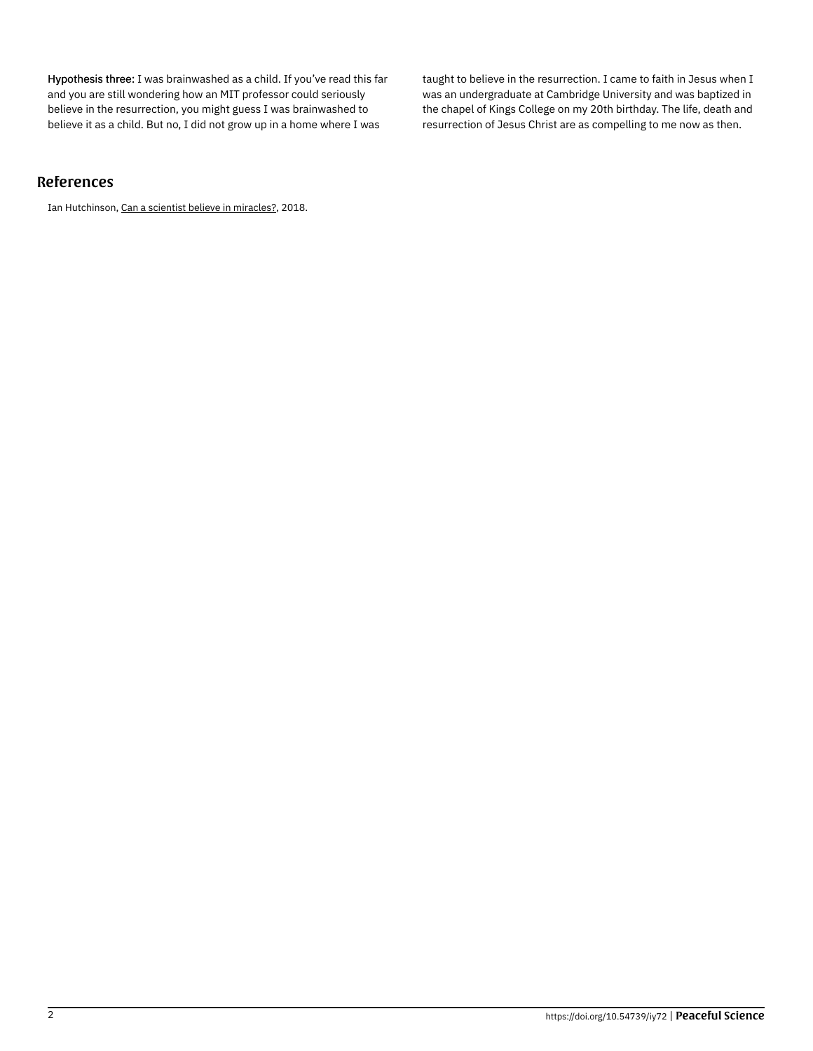**Hypothesis three:** I was brainwashed as a child. If you've read this far and you are still wondering how an MIT professor could seriously believe in the resurrection, you might guess I was brainwashed to believe it as a child. But no, I did not grow up in a home where I was taught to believe in the resurrection. I came to faith in Jesus when I was an undergraduate at Cambridge University and was baptized in the chapel of Kings College on my 20th birthday. The life, death and resurrection of Jesus Christ are as compelling to me now as then.

## References

Ian Hutchinson, Can a scientist believe in miracles?, 2018.